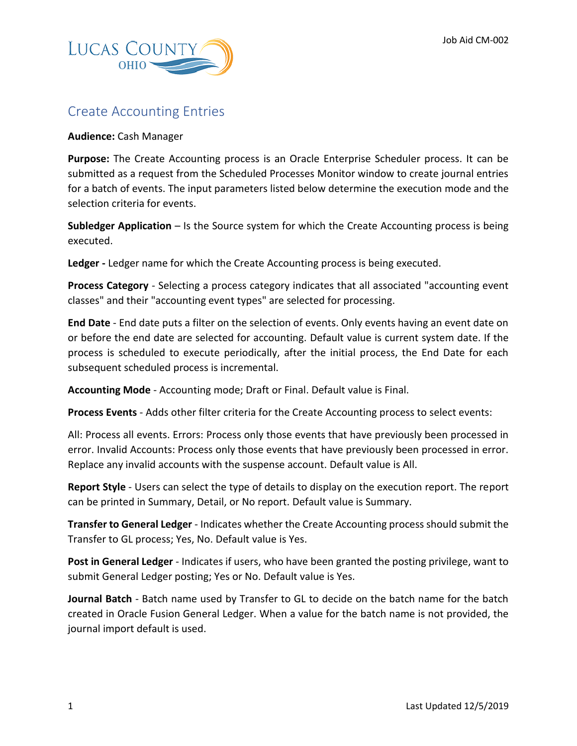# Create Accounting Entries

**Audience:** Cash Manager

**Purpose:** The Create Accounting process is an Oracle Enterprise Scheduler process. It can be submitted as a request from the Scheduled Processes Monitor window to create journal entries for a batch of events. The input parameters listed below determine the execution mode and the selection criteria for events.

**Subledger Application** – Is the Source system for which the Create Accounting process is being executed.

**Ledger -** Ledger name for which the Create Accounting process is being executed.

**Process Category** - Selecting a process category indicates that all associated "accounting event classes" and their "accounting event types" are selected for processing.

**End Date** - End date puts a filter on the selection of events. Only events having an event date on or before the end date are selected for accounting. Default value is current system date. If the process is scheduled to execute periodically, after the initial process, the End Date for each subsequent scheduled process is incremental.

**Accounting Mode** - Accounting mode; Draft or Final. Default value is Final.

**Process Events** - Adds other filter criteria for the Create Accounting process to select events:

All: Process all events. Errors: Process only those events that have previously been processed in error. Invalid Accounts: Process only those events that have previously been processed in error. Replace any invalid accounts with the suspense account. Default value is All.

**Report Style** - Users can select the type of details to display on the execution report. The report can be printed in Summary, Detail, or No report. Default value is Summary.

**Transfer to General Ledger** - Indicates whether the Create Accounting process should submit the Transfer to GL process; Yes, No. Default value is Yes.

**Post in General Ledger** - Indicates if users, who have been granted the posting privilege, want to submit General Ledger posting; Yes or No. Default value is Yes.

**Journal Batch** - Batch name used by Transfer to GL to decide on the batch name for the batch created in Oracle Fusion General Ledger. When a value for the batch name is not provided, the journal import default is used.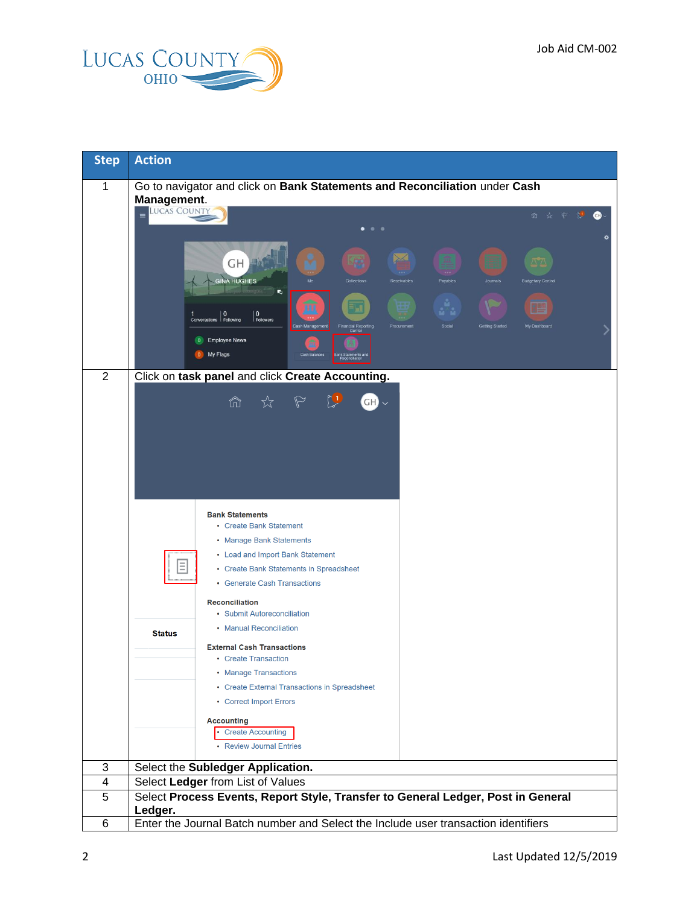| Step | Action |
|---|---|
| 1 | Go to navigator and click on **Bank Statements and Reconciliation** under **Cash Management**. |
| 2 | Click on **task panel** and click **Create Accounting.** |
| 3 | Select the **Subledger Application.** |
| 4 | Select **Ledger** from List of Values |
| 5 | Select **Process Events, Report Style, Transfer to General Ledger, Post in General Ledger.** |
| 6 | Enter the Journal Batch number and Select the Include user transaction identifiers |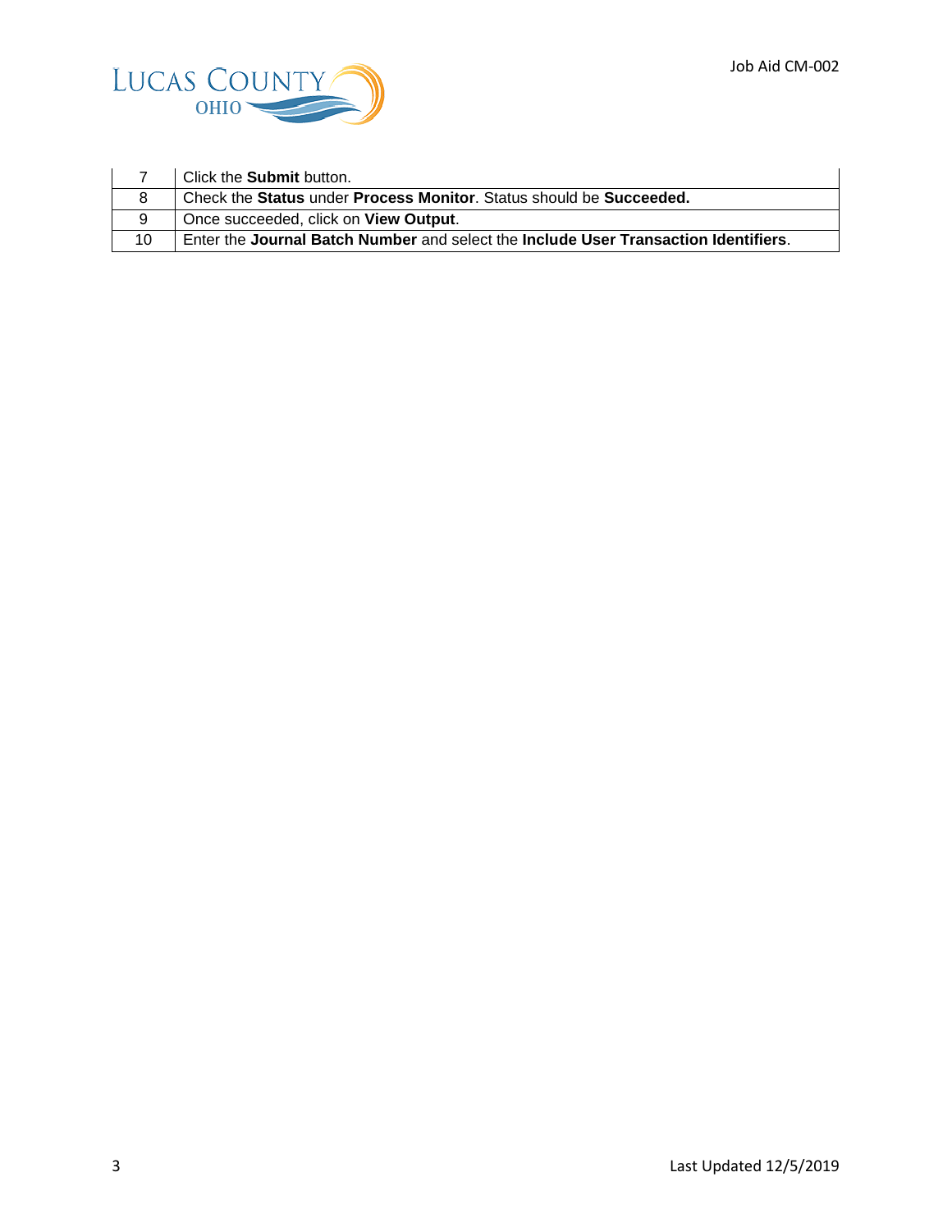| | |
|---|---|
| 7 | Click the **Submit** button. |
| 8 | Check the **Status** under **Process Monitor**. Status should be **Succeeded.** |
| 9 | Once succeeded, click on **View Output**. |
| 10 | Enter the **Journal Batch Number** and select the **Include User Transaction Identifiers**. |